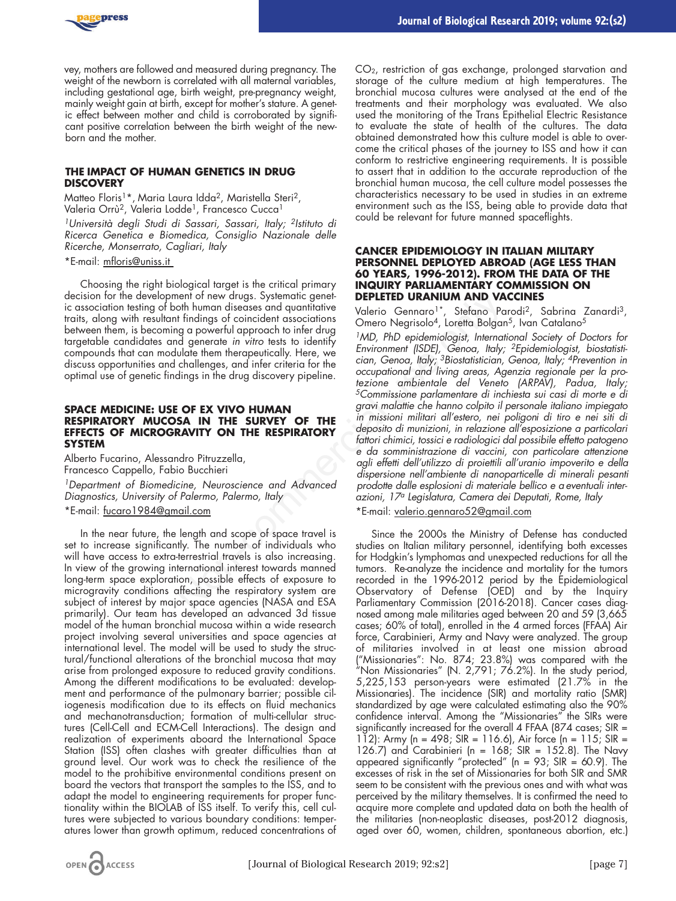vey, mothers are followed and measured during pregnancy. The weight of the newborn is correlated with all maternal variables, including gestational age, birth weight, pre-pregnancy weight, mainly weight gain at birth, except for mother's stature. A genetic effect between mother and child is corroborated by significant positive correlation between the birth weight of the newborn and the mother.

## THE IMPACT OF HUMAN GENETICS IN DRUG DISCOVERY

Matteo Floris[1]*, Maria Laura Idda[2], Maristella Steri[2], Valeria Orrù[2], Valeria Lodde[1], Francesco Cucca[1]

*[1]Università degli Studi di Sassari, Sassari, Italy; [2]Istituto di Ricerca Genetica e Biomedica, Consiglio Nazionale delle Ricerche, Monserrato, Cagliari, Italy*

*E-mail: mfloris@uniss.it

Choosing the right biological target is the critical primary decision for the development of new drugs. Systematic genetic association testing of both human diseases and quantitative traits, along with resultant findings of coincident associations between them, is becoming a powerful approach to infer drug targetable candidates and generate *in vitro* tests to identify compounds that can modulate them therapeutically. Here, we discuss opportunities and challenges, and infer criteria for the optimal use of genetic findings in the drug discovery pipeline.

## SPACE MEDICINE: USE OF EX VIVO HUMAN RESPIRATORY MUCOSA IN THE SURVEY OF THE EFFECTS OF MICROGRAVITY ON THE RESPIRATORY SYSTEM

Alberto Fucarino, Alessandro Pitruzzella, Francesco Cappello, Fabio Bucchieri

*[1]Department of Biomedicine, Neuroscience and Advanced Diagnostics, University of Palermo, Palermo, Italy*

*E-mail: fucaro1984@gmail.com

In the near future, the length and scope of space travel is set to increase significantly. The number of individuals who will have access to extra-terrestrial travels is also increasing. In view of the growing international interest towards manned long-term space exploration, possible effects of exposure to microgravity conditions affecting the respiratory system are subject of interest by major space agencies (NASA and ESA primarily). Our team has developed an advanced 3d tissue model of the human bronchial mucosa within a wide research project involving several universities and space agencies at international level. The model will be used to study the structural/functional alterations of the bronchial mucosa that may arise from prolonged exposure to reduced gravity conditions. Among the different modifications to be evaluated: development and performance of the pulmonary barrier; possible ciliogenesis modification due to its effects on fluid mechanics and mechanotransduction; formation of multi-cellular structures (Cell-Cell and ECM-Cell Interactions). The design and realization of experiments aboard the International Space Station (ISS) often clashes with greater difficulties than at ground level. Our work was to check the resilience of the model to the prohibitive environmental conditions present on board the vectors that transport the samples to the ISS, and to adapt the model to engineering requirements for proper functionality within the BIOLAB of ISS itself. To verify this, cell cultures were subjected to various boundary conditions: temperatures lower than growth optimum, reduced concentrations of $CO_2$, restriction of gas exchange, prolonged starvation and storage of the culture medium at high temperatures. The bronchial mucosa cultures were analysed at the end of the treatments and their morphology was evaluated. We also used the monitoring of the Trans Epithelial Electric Resistance to evaluate the state of health of the cultures. The data obtained demonstrated how this culture model is able to overcome the critical phases of the journey to ISS and how it can conform to restrictive engineering requirements. It is possible to assert that in addition to the accurate reproduction of the bronchial human mucosa, the cell culture model possesses the characteristics necessary to be used in studies in an extreme environment such as the ISS, being able to provide data that could be relevant for future manned spaceflights.

## CANCER EPIDEMIOLOGY IN ITALIAN MILITARY PERSONNEL DEPLOYED ABROAD (AGE LESS THAN 60 YEARS, 1996-2012). FROM THE DATA OF THE INQUIRY PARLIAMENTARY COMMISSION ON DEPLETED URANIUM AND VACCINES

Valerio Gennaro[1]*, Stefano Parodi[2], Sabrina Zanardi[3], Omero Negrisolo[4], Loretta Bolgan[5], Ivan Catalano[5]

*[1]MD, PhD epidemiologist, International Society of Doctors for Environment (ISDE), Genoa, Italy; [2]Epidemiologist, biostatistician, Genoa, Italy; [3]Biostatistician, Genoa, Italy; [4]Prevention in occupational and living areas, Agenzia regionale per la protezione ambientale del Veneto (ARPAV), Padua, Italy; [5]Commissione parlamentare di inchiesta sui casi di morte e di gravi malattie che hanno colpito il personale italiano impiegato in missioni militari all'estero, nei poligoni di tiro e nei siti di deposito di munizioni, in relazione all'esposizione a particolari fattori chimici, tossici e radiologici dal possibile effetto patogeno e da somministrazione di vaccini, con particolare attenzione agli effetti dell'utilizzo di proiettili all'uranio impoverito e della dispersione nell'ambiente di nanoparticelle di minerali pesanti prodotte dalle esplosioni di materiale bellico e a eventuali interazioni, 17ª Legislatura, Camera dei Deputati, Rome, Italy*

*E-mail: valerio.gennaro52@gmail.com

Since the 2000s the Ministry of Defense has conducted studies on Italian military personnel, identifying both excesses for Hodgkin's lymphomas and unexpected reductions for all the tumors. Re-analyze the incidence and mortality for the tumors recorded in the 1996-2012 period by the Epidemiological Observatory of Defense (OED) and by the Inquiry Parliamentary Commission (2016-2018). Cancer cases diagnosed among male militaries aged between 20 and 59 (3,665 cases; 60% of total), enrolled in the 4 armed forces (FFAA) Air force, Carabinieri, Army and Navy were analyzed. The group of militaries involved in at least one mission abroad ("Missionaries": No. 874; 23.8%) was compared with the "Non Missionaries" (N. 2,791; 76.2%). In the study period, 5,225,153 person-years were estimated (21.7% in the Missionaries). The incidence (SIR) and mortality ratio (SMR) standardized by age were calculated estimating also the 90% confidence interval. Among the "Missionaries" the SIRs were significantly increased for the overall 4 FFAA (874 cases; SIR = 112): Army (n = 498; SIR = 116.6), Air force (n = 115; SIR = 126.7) and Carabinieri (n = 168; SIR = 152.8). The Navy appeared significantly "protected" (n = 93; SIR = 60.9). The excesses of risk in the set of Missionaries for both SIR and SMR seem to be consistent with the previous ones and with what was perceived by the military themselves. It is confirmed the need to acquire more complete and updated data on both the health of the militaries (non-neoplastic diseases, post-2012 diagnosis, aged over 60, women, children, spontaneous abortion, etc.)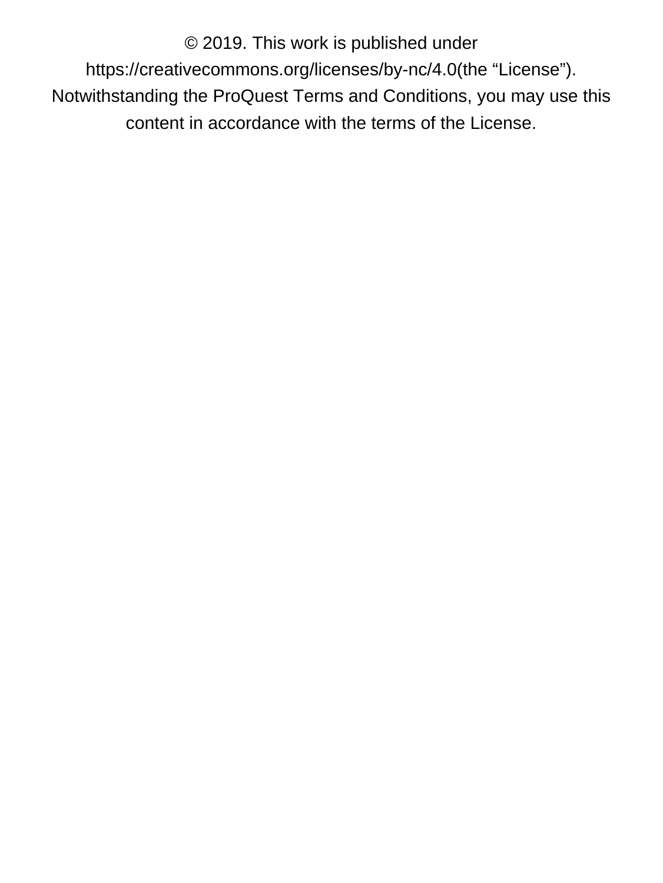© 2019. This work is published under https://creativecommons.org/licenses/by-nc/4.0(the “License”). Notwithstanding the ProQuest Terms and Conditions, you may use this content in accordance with the terms of the License.